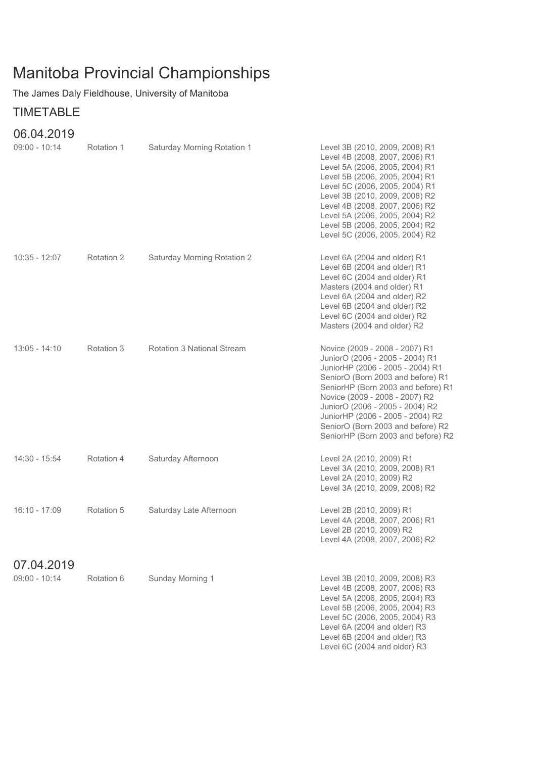# Manitoba Provincial Championships

The James Daly Fieldhouse, University of Manitoba

## TIMETABLE

### 06.04.2019

| Time | Rotation | Session | Categories |
|---|---|---|---|
| 09:00 - 10:14 | Rotation 1 | Saturday Morning Rotation 1 | Level 3B (2010, 2009, 2008) R1<br>Level 4B (2008, 2007, 2006) R1<br>Level 5A (2006, 2005, 2004) R1<br>Level 5B (2006, 2005, 2004) R1<br>Level 5C (2006, 2005, 2004) R1<br>Level 3B (2010, 2009, 2008) R2<br>Level 4B (2008, 2007, 2006) R2<br>Level 5A (2006, 2005, 2004) R2<br>Level 5B (2006, 2005, 2004) R2<br>Level 5C (2006, 2005, 2004) R2 |
| 10:35 - 12:07 | Rotation 2 | Saturday Morning Rotation 2 | Level 6A (2004 and older) R1<br>Level 6B (2004 and older) R1<br>Level 6C (2004 and older) R1<br>Masters (2004 and older) R1<br>Level 6A (2004 and older) R2<br>Level 6B (2004 and older) R2<br>Level 6C (2004 and older) R2<br>Masters (2004 and older) R2 |
| 13:05 - 14:10 | Rotation 3 | Rotation 3 National Stream | Novice (2009 - 2008 - 2007) R1<br>JuniorO (2006 - 2005 - 2004) R1<br>JuniorHP (2006 - 2005 - 2004) R1<br>SeniorO (Born 2003 and before) R1<br>SeniorHP (Born 2003 and before) R1<br>Novice (2009 - 2008 - 2007) R2<br>JuniorO (2006 - 2005 - 2004) R2<br>JuniorHP (2006 - 2005 - 2004) R2<br>SeniorO (Born 2003 and before) R2<br>SeniorHP (Born 2003 and before) R2 |
| 14:30 - 15:54 | Rotation 4 | Saturday Afternoon | Level 2A (2010, 2009) R1<br>Level 3A (2010, 2009, 2008) R1<br>Level 2A (2010, 2009) R2<br>Level 3A (2010, 2009, 2008) R2 |
| 16:10 - 17:09 | Rotation 5 | Saturday Late Afternoon | Level 2B (2010, 2009) R1<br>Level 4A (2008, 2007, 2006) R1<br>Level 2B (2010, 2009) R2<br>Level 4A (2008, 2007, 2006) R2 |

### 07.04.2019

| Time | Rotation | Session | Categories |
|---|---|---|---|
| 09:00 - 10:14 | Rotation 6 | Sunday Morning 1 | Level 3B (2010, 2009, 2008) R3<br>Level 4B (2008, 2007, 2006) R3<br>Level 5A (2006, 2005, 2004) R3<br>Level 5B (2006, 2005, 2004) R3<br>Level 5C (2006, 2005, 2004) R3<br>Level 6A (2004 and older) R3<br>Level 6B (2004 and older) R3<br>Level 6C (2004 and older) R3 |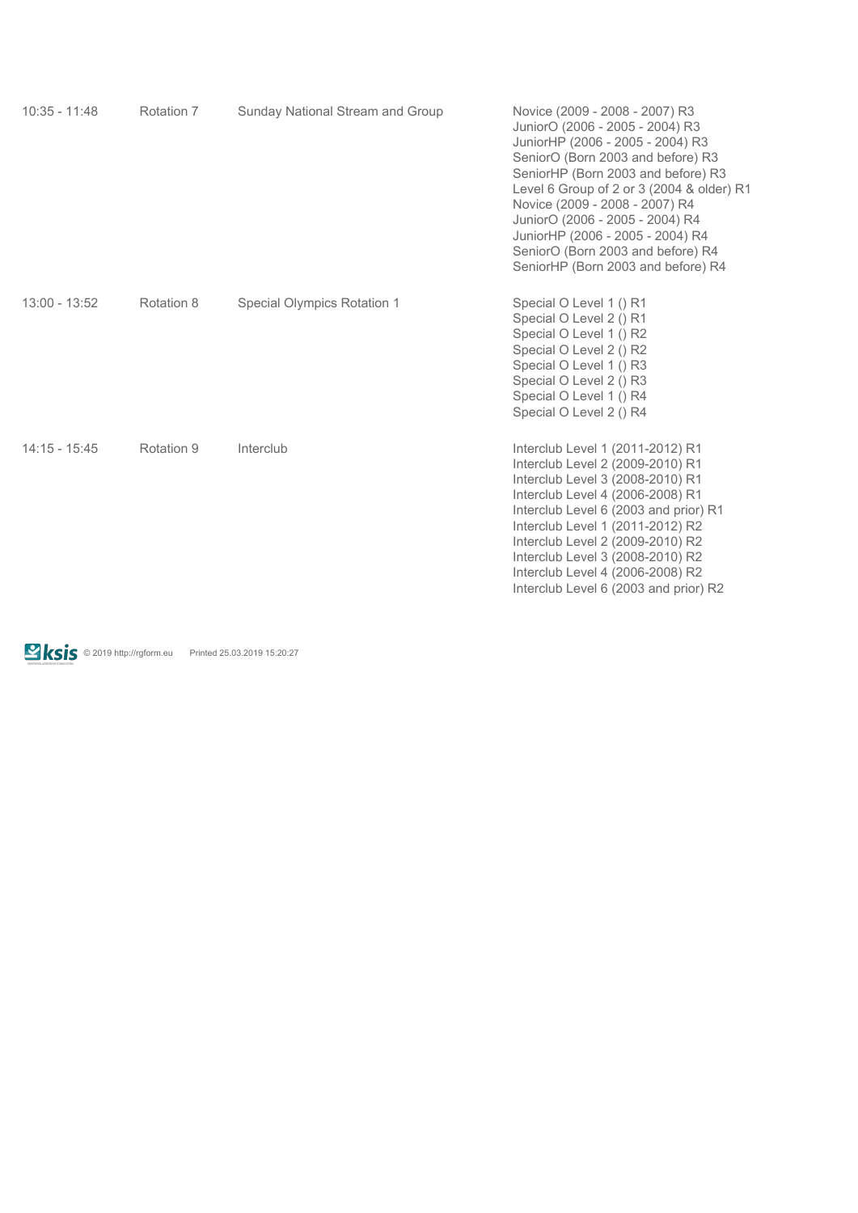| | | | |
|---|---|---|---|
| 10:35 - 11:48 | Rotation 7 | Sunday National Stream and Group | Novice (2009 - 2008 - 2007) R3<br>JuniorO (2006 - 2005 - 2004) R3<br>JuniorHP (2006 - 2005 - 2004) R3<br>SeniorO (Born 2003 and before) R3<br>SeniorHP (Born 2003 and before) R3<br>Level 6 Group of 2 or 3 (2004 & older) R1<br>Novice (2009 - 2008 - 2007) R4<br>JuniorO (2006 - 2005 - 2004) R4<br>JuniorHP (2006 - 2005 - 2004) R4<br>SeniorO (Born 2003 and before) R4<br>SeniorHP (Born 2003 and before) R4 |
| 13:00 - 13:52 | Rotation 8 | Special Olympics Rotation 1 | Special O Level 1 () R1<br>Special O Level 2 () R1<br>Special O Level 1 () R2<br>Special O Level 2 () R2<br>Special O Level 1 () R3<br>Special O Level 2 () R3<br>Special O Level 1 () R4<br>Special O Level 2 () R4 |
| 14:15 - 15:45 | Rotation 9 | Interclub | Interclub Level 1 (2011-2012) R1<br>Interclub Level 2 (2009-2010) R1<br>Interclub Level 3 (2008-2010) R1<br>Interclub Level 4 (2006-2008) R1<br>Interclub Level 6 (2003 and prior) R1<br>Interclub Level 1 (2011-2012) R2<br>Interclub Level 2 (2009-2010) R2<br>Interclub Level 3 (2008-2010) R2<br>Interclub Level 4 (2006-2008) R2<br>Interclub Level 6 (2003 and prior) R2 |

ksis © 2019 http://rgform.eu Printed 25.03.2019 15:20:27